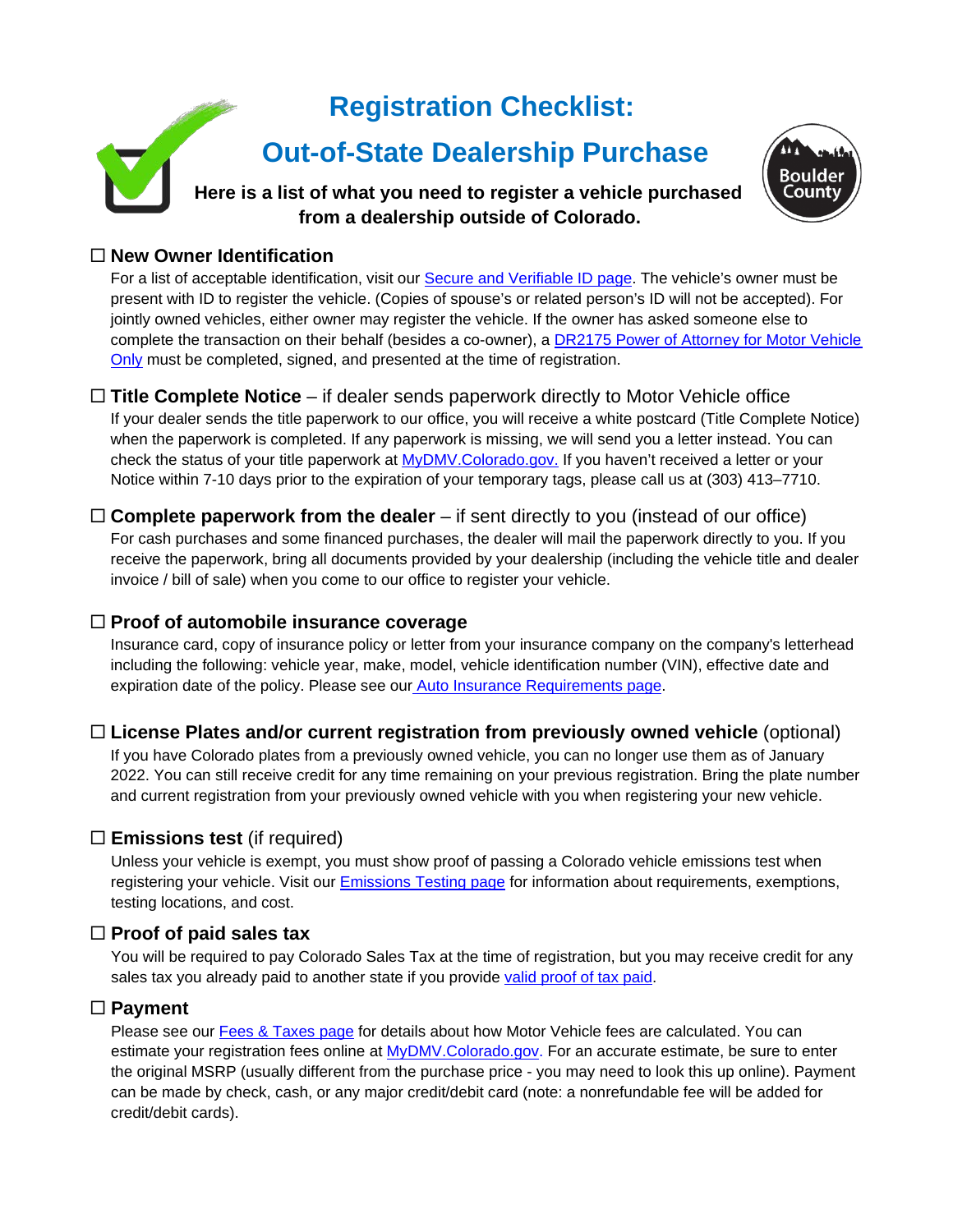# Registration Checklist:

## Out-of-State Dealership Purchase

**Here is a list of what you need to register a vehicle purchased from a dealership outside of Colorado.**

☐ **New Owner Identification**

For a list of acceptable identification, visit our Secure and Verifiable ID page. The vehicle's owner must be present with ID to register the vehicle. (Copies of spouse's or related person's ID will not be accepted). For jointly owned vehicles, either owner may register the vehicle. If the owner has asked someone else to complete the transaction on their behalf (besides a co-owner), a DR2175 Power of Attorney for Motor Vehicle Only must be completed, signed, and presented at the time of registration.

☐ **Title Complete Notice** – if dealer sends paperwork directly to Motor Vehicle office

If your dealer sends the title paperwork to our office, you will receive a white postcard (Title Complete Notice) when the paperwork is completed. If any paperwork is missing, we will send you a letter instead. You can check the status of your title paperwork at MyDMV.Colorado.gov. If you haven't received a letter or your Notice within 7-10 days prior to the expiration of your temporary tags, please call us at (303) 413–7710.

☐ **Complete paperwork from the dealer** – if sent directly to you (instead of our office)

For cash purchases and some financed purchases, the dealer will mail the paperwork directly to you. If you receive the paperwork, bring all documents provided by your dealership (including the vehicle title and dealer invoice / bill of sale) when you come to our office to register your vehicle.

☐ **Proof of automobile insurance coverage**

Insurance card, copy of insurance policy or letter from your insurance company on the company's letterhead including the following: vehicle year, make, model, vehicle identification number (VIN), effective date and expiration date of the policy. Please see our Auto Insurance Requirements page.

☐ **License Plates and/or current registration from previously owned vehicle** (optional)

If you have Colorado plates from a previously owned vehicle, you can no longer use them as of January 2022. You can still receive credit for any time remaining on your previous registration. Bring the plate number and current registration from your previously owned vehicle with you when registering your new vehicle.

☐ **Emissions test** (if required)

Unless your vehicle is exempt, you must show proof of passing a Colorado vehicle emissions test when registering your vehicle. Visit our Emissions Testing page for information about requirements, exemptions, testing locations, and cost.

☐ **Proof of paid sales tax**

You will be required to pay Colorado Sales Tax at the time of registration, but you may receive credit for any sales tax you already paid to another state if you provide valid proof of tax paid.

☐ **Payment**

Please see our Fees & Taxes page for details about how Motor Vehicle fees are calculated. You can estimate your registration fees online at MyDMV.Colorado.gov. For an accurate estimate, be sure to enter the original MSRP (usually different from the purchase price - you may need to look this up online). Payment can be made by check, cash, or any major credit/debit card (note: a nonrefundable fee will be added for credit/debit cards).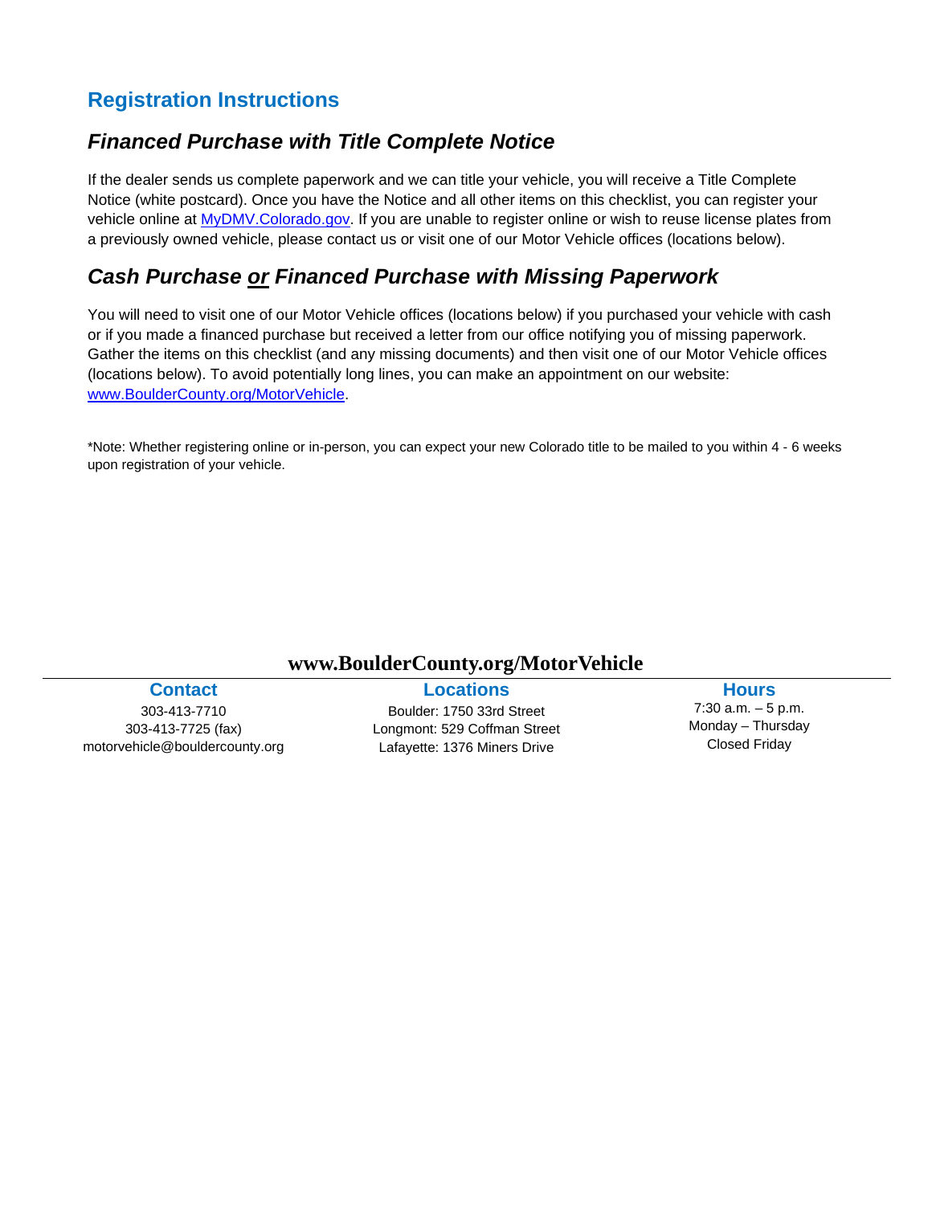## Registration Instructions

### *Financed Purchase with Title Complete Notice*

If the dealer sends us complete paperwork and we can title your vehicle, you will receive a Title Complete Notice (white postcard). Once you have the Notice and all other items on this checklist, you can register your vehicle online at MyDMV.Colorado.gov. If you are unable to register online or wish to reuse license plates from a previously owned vehicle, please contact us or visit one of our Motor Vehicle offices (locations below).

### *Cash Purchase or Financed Purchase with Missing Paperwork*

You will need to visit one of our Motor Vehicle offices (locations below) if you purchased your vehicle with cash or if you made a financed purchase but received a letter from our office notifying you of missing paperwork. Gather the items on this checklist (and any missing documents) and then visit one of our Motor Vehicle offices (locations below). To avoid potentially long lines, you can make an appointment on our website: www.BoulderCounty.org/MotorVehicle.

*Note: Whether registering online or in-person, you can expect your new Colorado title to be mailed to you within 4 - 6 weeks upon registration of your vehicle.

**www.BoulderCounty.org/MotorVehicle**

**Contact**

303-413-7710
303-413-7725 (fax)
motorvehicle@bouldercounty.org

**Locations**

Boulder: 1750 33rd Street
Longmont: 529 Coffman Street
Lafayette: 1376 Miners Drive

**Hours**

7:30 a.m. – 5 p.m.
Monday – Thursday
Closed Friday